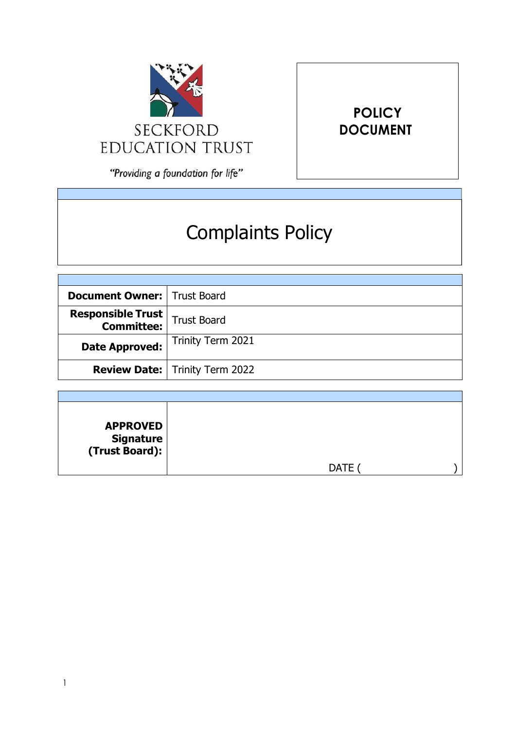SECKFORD EDUCATION TRUST

*"Providing a foundation for life"*

**POLICY DOCUMENT**

# Complaints Policy

| | |
|---|---|
| **Document Owner:** | Trust Board |
| **Responsible Trust Committee:** | Trust Board |
| **Date Approved:** | Trinity Term 2021 |
| **Review Date:** | Trinity Term 2022 |

| | |
|---|---|
| **APPROVED Signature (Trust Board):** | DATE ( ) |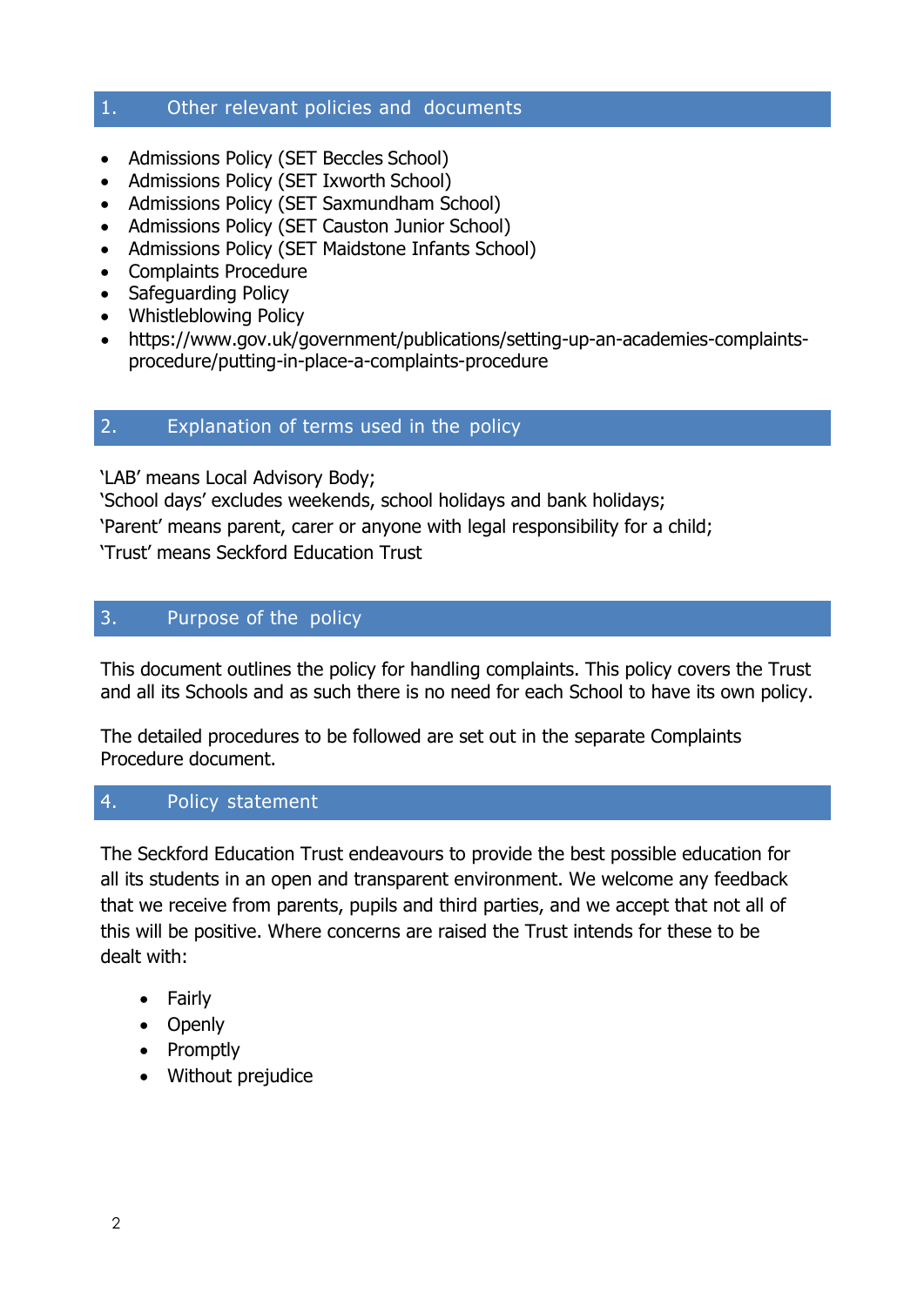## 1. Other relevant policies and documents

- Admissions Policy (SET Beccles School)
- Admissions Policy (SET Ixworth School)
- Admissions Policy (SET Saxmundham School)
- Admissions Policy (SET Causton Junior School)
- Admissions Policy (SET Maidstone Infants School)
- Complaints Procedure
- Safeguarding Policy
- Whistleblowing Policy
- https://www.gov.uk/government/publications/setting-up-an-academies-complaints-procedure/putting-in-place-a-complaints-procedure

## 2. Explanation of terms used in the policy

'LAB' means Local Advisory Body;
'School days' excludes weekends, school holidays and bank holidays;
'Parent' means parent, carer or anyone with legal responsibility for a child;
'Trust' means Seckford Education Trust

## 3. Purpose of the policy

This document outlines the policy for handling complaints. This policy covers the Trust and all its Schools and as such there is no need for each School to have its own policy.

The detailed procedures to be followed are set out in the separate Complaints Procedure document.

## 4. Policy statement

The Seckford Education Trust endeavours to provide the best possible education for all its students in an open and transparent environment. We welcome any feedback that we receive from parents, pupils and third parties, and we accept that not all of this will be positive. Where concerns are raised the Trust intends for these to be dealt with:

- Fairly
- Openly
- Promptly
- Without prejudice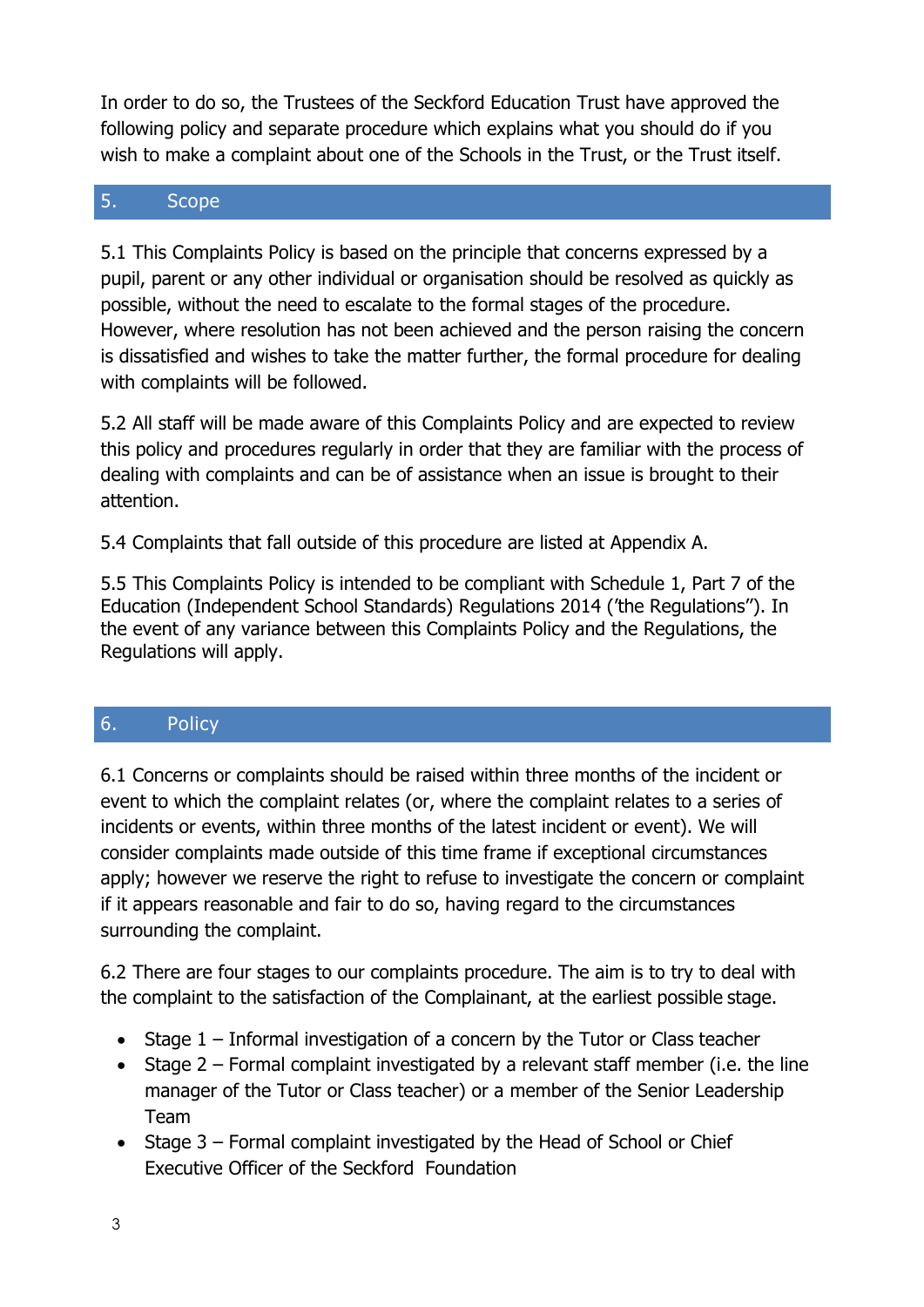In order to do so, the Trustees of the Seckford Education Trust have approved the following policy and separate procedure which explains what you should do if you wish to make a complaint about one of the Schools in the Trust, or the Trust itself.

## 5. Scope

5.1 This Complaints Policy is based on the principle that concerns expressed by a pupil, parent or any other individual or organisation should be resolved as quickly as possible, without the need to escalate to the formal stages of the procedure. However, where resolution has not been achieved and the person raising the concern is dissatisfied and wishes to take the matter further, the formal procedure for dealing with complaints will be followed.

5.2 All staff will be made aware of this Complaints Policy and are expected to review this policy and procedures regularly in order that they are familiar with the process of dealing with complaints and can be of assistance when an issue is brought to their attention.

5.4 Complaints that fall outside of this procedure are listed at Appendix A.

5.5 This Complaints Policy is intended to be compliant with Schedule 1, Part 7 of the Education (Independent School Standards) Regulations 2014 ('the Regulations"). In the event of any variance between this Complaints Policy and the Regulations, the Regulations will apply.

## 6. Policy

6.1 Concerns or complaints should be raised within three months of the incident or event to which the complaint relates (or, where the complaint relates to a series of incidents or events, within three months of the latest incident or event). We will consider complaints made outside of this time frame if exceptional circumstances apply; however we reserve the right to refuse to investigate the concern or complaint if it appears reasonable and fair to do so, having regard to the circumstances surrounding the complaint.

6.2 There are four stages to our complaints procedure. The aim is to try to deal with the complaint to the satisfaction of the Complainant, at the earliest possible stage.

- Stage 1 – Informal investigation of a concern by the Tutor or Class teacher
- Stage 2 – Formal complaint investigated by a relevant staff member (i.e. the line manager of the Tutor or Class teacher) or a member of the Senior Leadership Team
- Stage 3 – Formal complaint investigated by the Head of School or Chief Executive Officer of the Seckford Foundation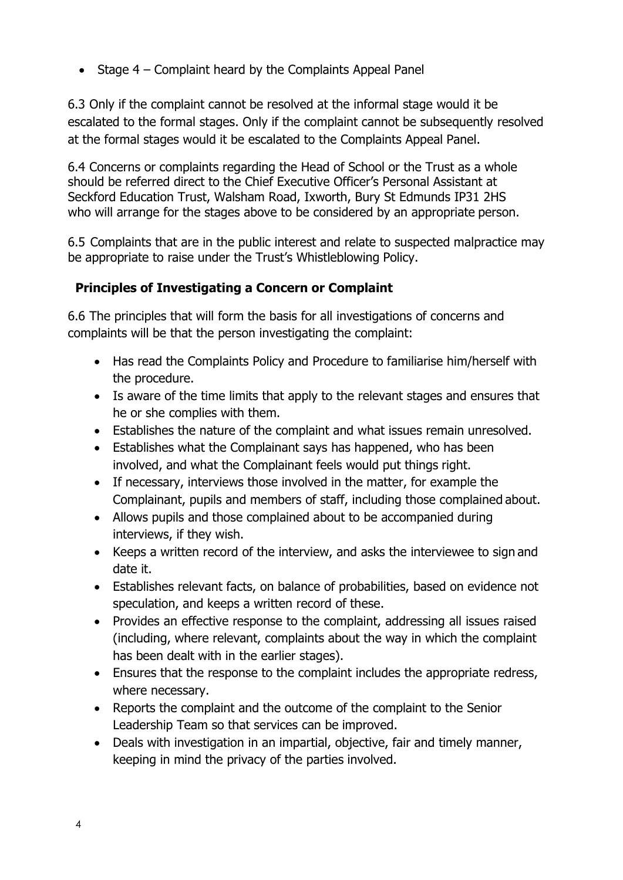- Stage 4 – Complaint heard by the Complaints Appeal Panel

6.3 Only if the complaint cannot be resolved at the informal stage would it be escalated to the formal stages. Only if the complaint cannot be subsequently resolved at the formal stages would it be escalated to the Complaints Appeal Panel.

6.4 Concerns or complaints regarding the Head of School or the Trust as a whole should be referred direct to the Chief Executive Officer's Personal Assistant at Seckford Education Trust, Walsham Road, Ixworth, Bury St Edmunds IP31 2HS who will arrange for the stages above to be considered by an appropriate person.

6.5 Complaints that are in the public interest and relate to suspected malpractice may be appropriate to raise under the Trust's Whistleblowing Policy.

### Principles of Investigating a Concern or Complaint

6.6 The principles that will form the basis for all investigations of concerns and complaints will be that the person investigating the complaint:

- Has read the Complaints Policy and Procedure to familiarise him/herself with the procedure.
- Is aware of the time limits that apply to the relevant stages and ensures that he or she complies with them.
- Establishes the nature of the complaint and what issues remain unresolved.
- Establishes what the Complainant says has happened, who has been involved, and what the Complainant feels would put things right.
- If necessary, interviews those involved in the matter, for example the Complainant, pupils and members of staff, including those complained about.
- Allows pupils and those complained about to be accompanied during interviews, if they wish.
- Keeps a written record of the interview, and asks the interviewee to sign and date it.
- Establishes relevant facts, on balance of probabilities, based on evidence not speculation, and keeps a written record of these.
- Provides an effective response to the complaint, addressing all issues raised (including, where relevant, complaints about the way in which the complaint has been dealt with in the earlier stages).
- Ensures that the response to the complaint includes the appropriate redress, where necessary.
- Reports the complaint and the outcome of the complaint to the Senior Leadership Team so that services can be improved.
- Deals with investigation in an impartial, objective, fair and timely manner, keeping in mind the privacy of the parties involved.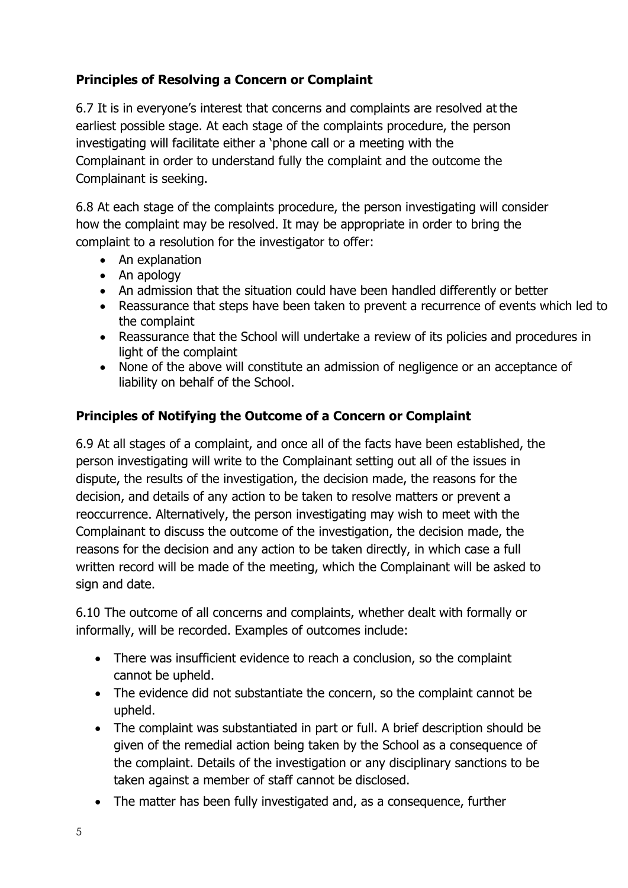### Principles of Resolving a Concern or Complaint

6.7 It is in everyone's interest that concerns and complaints are resolved at the earliest possible stage. At each stage of the complaints procedure, the person investigating will facilitate either a 'phone call or a meeting with the Complainant in order to understand fully the complaint and the outcome the Complainant is seeking.

6.8 At each stage of the complaints procedure, the person investigating will consider how the complaint may be resolved. It may be appropriate in order to bring the complaint to a resolution for the investigator to offer:

- An explanation
- An apology
- An admission that the situation could have been handled differently or better
- Reassurance that steps have been taken to prevent a recurrence of events which led to the complaint
- Reassurance that the School will undertake a review of its policies and procedures in light of the complaint
- None of the above will constitute an admission of negligence or an acceptance of liability on behalf of the School.

### Principles of Notifying the Outcome of a Concern or Complaint

6.9 At all stages of a complaint, and once all of the facts have been established, the person investigating will write to the Complainant setting out all of the issues in dispute, the results of the investigation, the decision made, the reasons for the decision, and details of any action to be taken to resolve matters or prevent a reoccurrence. Alternatively, the person investigating may wish to meet with the Complainant to discuss the outcome of the investigation, the decision made, the reasons for the decision and any action to be taken directly, in which case a full written record will be made of the meeting, which the Complainant will be asked to sign and date.

6.10 The outcome of all concerns and complaints, whether dealt with formally or informally, will be recorded. Examples of outcomes include:

- There was insufficient evidence to reach a conclusion, so the complaint cannot be upheld.
- The evidence did not substantiate the concern, so the complaint cannot be upheld.
- The complaint was substantiated in part or full. A brief description should be given of the remedial action being taken by the School as a consequence of the complaint. Details of the investigation or any disciplinary sanctions to be taken against a member of staff cannot be disclosed.
- The matter has been fully investigated and, as a consequence, further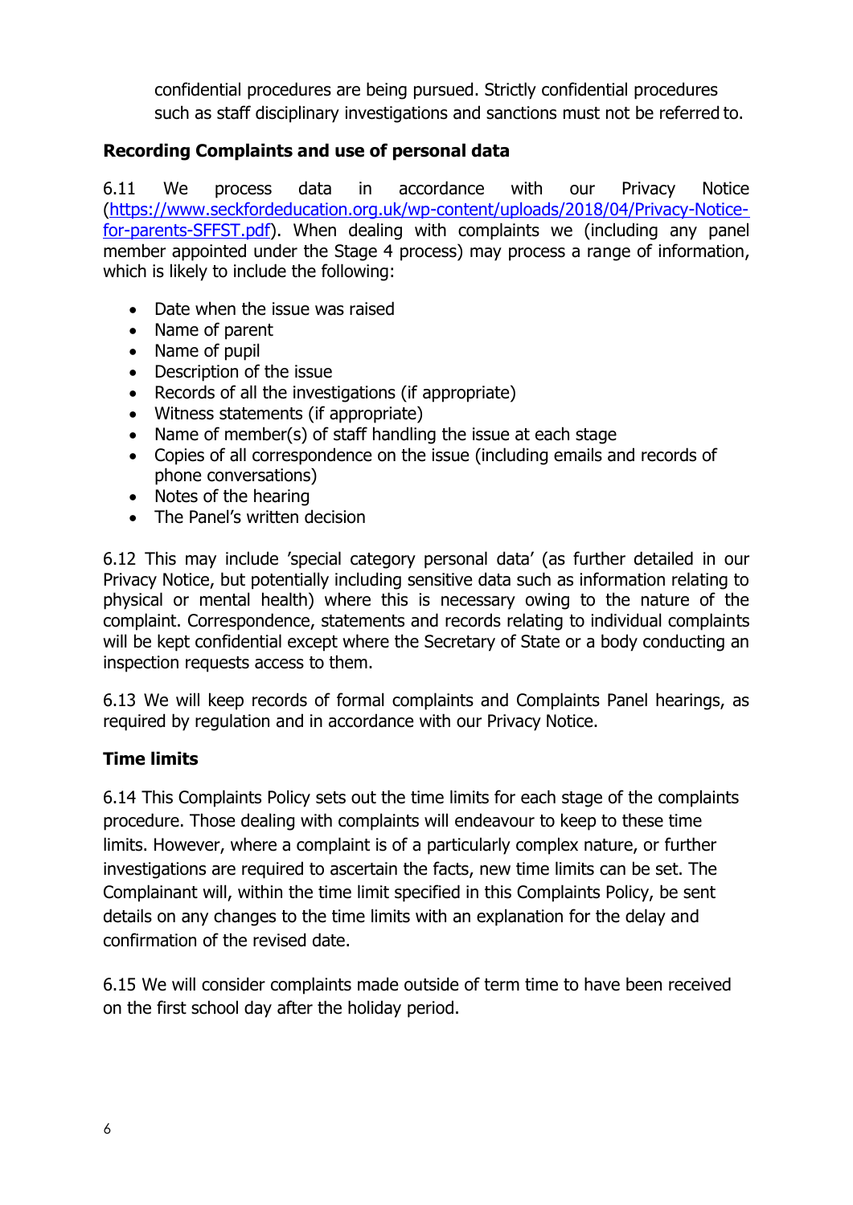confidential procedures are being pursued. Strictly confidential procedures such as staff disciplinary investigations and sanctions must not be referred to.

**Recording Complaints and use of personal data**

6.11 We process data in accordance with our Privacy Notice (https://www.seckfordeducation.org.uk/wp-content/uploads/2018/04/Privacy-Notice-for-parents-SFFST.pdf). When dealing with complaints we (including any panel member appointed under the Stage 4 process) may process a range of information, which is likely to include the following:

- Date when the issue was raised
- Name of parent
- Name of pupil
- Description of the issue
- Records of all the investigations (if appropriate)
- Witness statements (if appropriate)
- Name of member(s) of staff handling the issue at each stage
- Copies of all correspondence on the issue (including emails and records of phone conversations)
- Notes of the hearing
- The Panel's written decision

6.12 This may include 'special category personal data' (as further detailed in our Privacy Notice, but potentially including sensitive data such as information relating to physical or mental health) where this is necessary owing to the nature of the complaint. Correspondence, statements and records relating to individual complaints will be kept confidential except where the Secretary of State or a body conducting an inspection requests access to them.

6.13 We will keep records of formal complaints and Complaints Panel hearings, as required by regulation and in accordance with our Privacy Notice.

**Time limits**

6.14 This Complaints Policy sets out the time limits for each stage of the complaints procedure. Those dealing with complaints will endeavour to keep to these time limits. However, where a complaint is of a particularly complex nature, or further investigations are required to ascertain the facts, new time limits can be set. The Complainant will, within the time limit specified in this Complaints Policy, be sent details on any changes to the time limits with an explanation for the delay and confirmation of the revised date.

6.15 We will consider complaints made outside of term time to have been received on the first school day after the holiday period.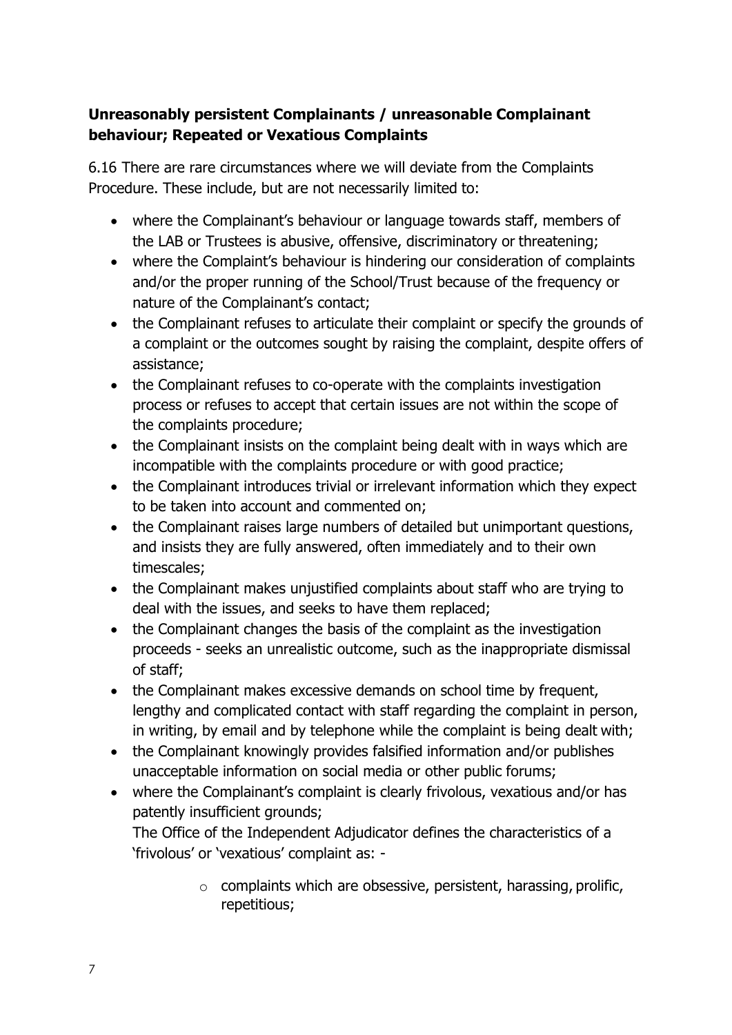**Unreasonably persistent Complainants / unreasonable Complainant behaviour; Repeated or Vexatious Complaints**

6.16 There are rare circumstances where we will deviate from the Complaints Procedure. These include, but are not necessarily limited to:

- where the Complainant's behaviour or language towards staff, members of the LAB or Trustees is abusive, offensive, discriminatory or threatening;
- where the Complaint's behaviour is hindering our consideration of complaints and/or the proper running of the School/Trust because of the frequency or nature of the Complainant's contact;
- the Complainant refuses to articulate their complaint or specify the grounds of a complaint or the outcomes sought by raising the complaint, despite offers of assistance;
- the Complainant refuses to co-operate with the complaints investigation process or refuses to accept that certain issues are not within the scope of the complaints procedure;
- the Complainant insists on the complaint being dealt with in ways which are incompatible with the complaints procedure or with good practice;
- the Complainant introduces trivial or irrelevant information which they expect to be taken into account and commented on;
- the Complainant raises large numbers of detailed but unimportant questions, and insists they are fully answered, often immediately and to their own timescales;
- the Complainant makes unjustified complaints about staff who are trying to deal with the issues, and seeks to have them replaced;
- the Complainant changes the basis of the complaint as the investigation proceeds - seeks an unrealistic outcome, such as the inappropriate dismissal of staff;
- the Complainant makes excessive demands on school time by frequent, lengthy and complicated contact with staff regarding the complaint in person, in writing, by email and by telephone while the complaint is being dealt with;
- the Complainant knowingly provides falsified information and/or publishes unacceptable information on social media or other public forums;
- where the Complainant's complaint is clearly frivolous, vexatious and/or has patently insufficient grounds;

  The Office of the Independent Adjudicator defines the characteristics of a 'frivolous' or 'vexatious' complaint as: -

    - complaints which are obsessive, persistent, harassing, prolific, repetitious;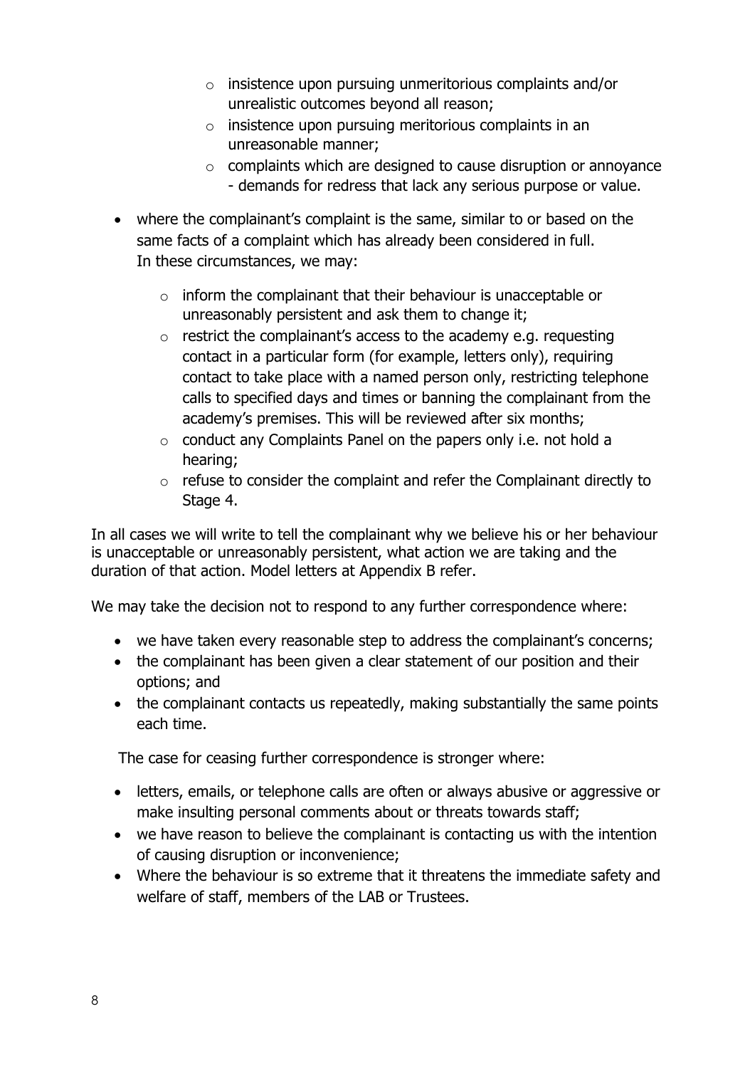- insistence upon pursuing unmeritorious complaints and/or unrealistic outcomes beyond all reason;
  - insistence upon pursuing meritorious complaints in an unreasonable manner;
  - complaints which are designed to cause disruption or annoyance - demands for redress that lack any serious purpose or value.
- where the complainant's complaint is the same, similar to or based on the same facts of a complaint which has already been considered in full.
  In these circumstances, we may:
  - inform the complainant that their behaviour is unacceptable or unreasonably persistent and ask them to change it;
  - restrict the complainant's access to the academy e.g. requesting contact in a particular form (for example, letters only), requiring contact to take place with a named person only, restricting telephone calls to specified days and times or banning the complainant from the academy's premises. This will be reviewed after six months;
  - conduct any Complaints Panel on the papers only i.e. not hold a hearing;
  - refuse to consider the complaint and refer the Complainant directly to Stage 4.

In all cases we will write to tell the complainant why we believe his or her behaviour is unacceptable or unreasonably persistent, what action we are taking and the duration of that action. Model letters at Appendix B refer.

We may take the decision not to respond to any further correspondence where:

- we have taken every reasonable step to address the complainant's concerns;
- the complainant has been given a clear statement of our position and their options; and
- the complainant contacts us repeatedly, making substantially the same points each time.

The case for ceasing further correspondence is stronger where:

- letters, emails, or telephone calls are often or always abusive or aggressive or make insulting personal comments about or threats towards staff;
- we have reason to believe the complainant is contacting us with the intention of causing disruption or inconvenience;
- Where the behaviour is so extreme that it threatens the immediate safety and welfare of staff, members of the LAB or Trustees.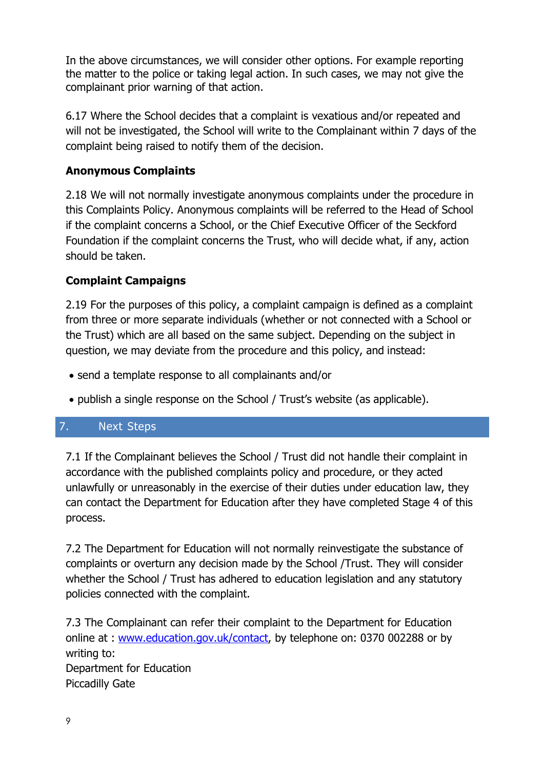In the above circumstances, we will consider other options. For example reporting the matter to the police or taking legal action. In such cases, we may not give the complainant prior warning of that action.

6.17 Where the School decides that a complaint is vexatious and/or repeated and will not be investigated, the School will write to the Complainant within 7 days of the complaint being raised to notify them of the decision.

**Anonymous Complaints**

2.18 We will not normally investigate anonymous complaints under the procedure in this Complaints Policy. Anonymous complaints will be referred to the Head of School if the complaint concerns a School, or the Chief Executive Officer of the Seckford Foundation if the complaint concerns the Trust, who will decide what, if any, action should be taken.

**Complaint Campaigns**

2.19 For the purposes of this policy, a complaint campaign is defined as a complaint from three or more separate individuals (whether or not connected with a School or the Trust) which are all based on the same subject. Depending on the subject in question, we may deviate from the procedure and this policy, and instead:

- send a template response to all complainants and/or
- publish a single response on the School / Trust's website (as applicable).

## 7. Next Steps

7.1 If the Complainant believes the School / Trust did not handle their complaint in accordance with the published complaints policy and procedure, or they acted unlawfully or unreasonably in the exercise of their duties under education law, they can contact the Department for Education after they have completed Stage 4 of this process.

7.2 The Department for Education will not normally reinvestigate the substance of complaints or overturn any decision made by the School /Trust. They will consider whether the School / Trust has adhered to education legislation and any statutory policies connected with the complaint.

7.3 The Complainant can refer their complaint to the Department for Education online at : [www.education.gov.uk/contact](http://www.education.gov.uk/contact), by telephone on: 0370 002288 or by writing to:
Department for Education
Piccadilly Gate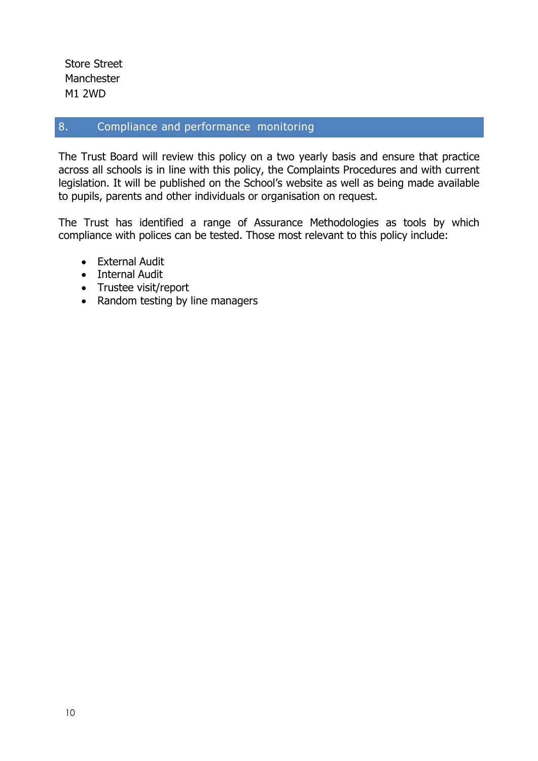Store Street
Manchester
M1 2WD

## 8. Compliance and performance monitoring

The Trust Board will review this policy on a two yearly basis and ensure that practice across all schools is in line with this policy, the Complaints Procedures and with current legislation. It will be published on the School's website as well as being made available to pupils, parents and other individuals or organisation on request.

The Trust has identified a range of Assurance Methodologies as tools by which compliance with polices can be tested. Those most relevant to this policy include:

- External Audit
- Internal Audit
- Trustee visit/report
- Random testing by line managers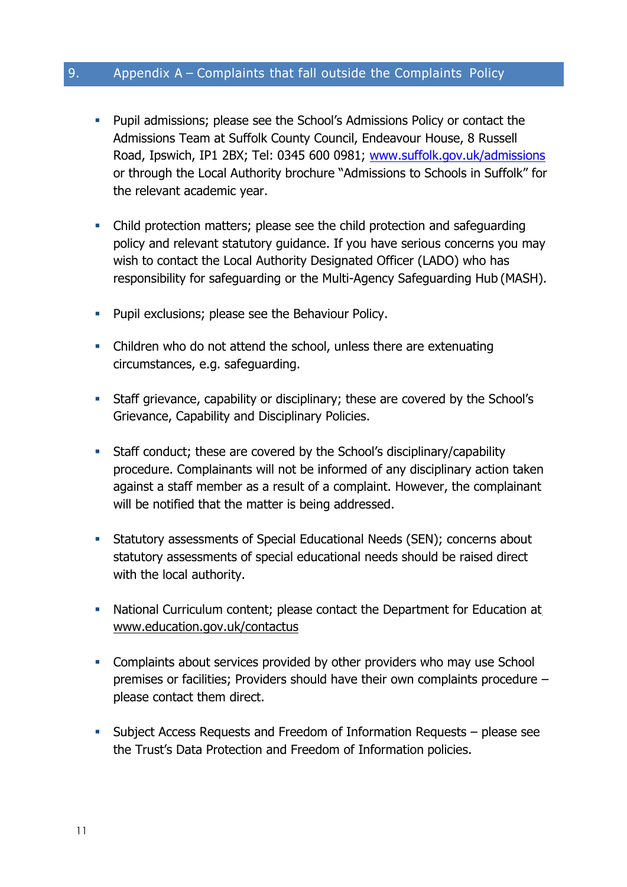## 9. Appendix A – Complaints that fall outside the Complaints Policy

- Pupil admissions; please see the School's Admissions Policy or contact the Admissions Team at Suffolk County Council, Endeavour House, 8 Russell Road, Ipswich, IP1 2BX; Tel: 0345 600 0981; [www.suffolk.gov.uk/admissions](www.suffolk.gov.uk/admissions) or through the Local Authority brochure "Admissions to Schools in Suffolk" for the relevant academic year.

- Child protection matters; please see the child protection and safeguarding policy and relevant statutory guidance. If you have serious concerns you may wish to contact the Local Authority Designated Officer (LADO) who has responsibility for safeguarding or the Multi-Agency Safeguarding Hub (MASH).

- Pupil exclusions; please see the Behaviour Policy.

- Children who do not attend the school, unless there are extenuating circumstances, e.g. safeguarding.

- Staff grievance, capability or disciplinary; these are covered by the School's Grievance, Capability and Disciplinary Policies.

- Staff conduct; these are covered by the School's disciplinary/capability procedure. Complainants will not be informed of any disciplinary action taken against a staff member as a result of a complaint. However, the complainant will be notified that the matter is being addressed.

- Statutory assessments of Special Educational Needs (SEN); concerns about statutory assessments of special educational needs should be raised direct with the local authority.

- National Curriculum content; please contact the Department for Education at www.education.gov.uk/contactus

- Complaints about services provided by other providers who may use School premises or facilities; Providers should have their own complaints procedure – please contact them direct.

- Subject Access Requests and Freedom of Information Requests – please see the Trust's Data Protection and Freedom of Information policies.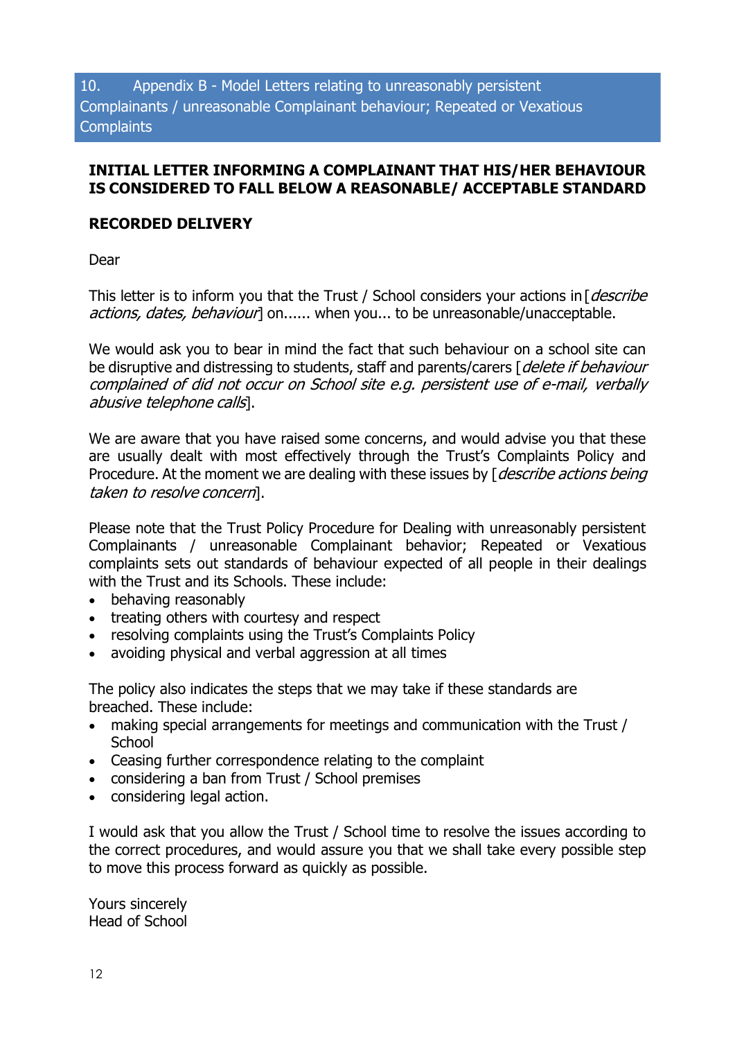## 10. Appendix B - Model Letters relating to unreasonably persistent Complainants / unreasonable Complainant behaviour; Repeated or Vexatious Complaints

**INITIAL LETTER INFORMING A COMPLAINANT THAT HIS/HER BEHAVIOUR IS CONSIDERED TO FALL BELOW A REASONABLE/ ACCEPTABLE STANDARD**

**RECORDED DELIVERY**

Dear

This letter is to inform you that the Trust / School considers your actions in [*describe actions, dates, behaviour*] on...... when you... to be unreasonable/unacceptable.

We would ask you to bear in mind the fact that such behaviour on a school site can be disruptive and distressing to students, staff and parents/carers [*delete if behaviour complained of did not occur on School site e.g. persistent use of e-mail, verbally abusive telephone calls*].

We are aware that you have raised some concerns, and would advise you that these are usually dealt with most effectively through the Trust's Complaints Policy and Procedure. At the moment we are dealing with these issues by [*describe actions being taken to resolve concern*].

Please note that the Trust Policy Procedure for Dealing with unreasonably persistent Complainants / unreasonable Complainant behavior; Repeated or Vexatious complaints sets out standards of behaviour expected of all people in their dealings with the Trust and its Schools. These include:

- behaving reasonably
- treating others with courtesy and respect
- resolving complaints using the Trust's Complaints Policy
- avoiding physical and verbal aggression at all times

The policy also indicates the steps that we may take if these standards are breached. These include:

- making special arrangements for meetings and communication with the Trust / School
- Ceasing further correspondence relating to the complaint
- considering a ban from Trust / School premises
- considering legal action.

I would ask that you allow the Trust / School time to resolve the issues according to the correct procedures, and would assure you that we shall take every possible step to move this process forward as quickly as possible.

Yours sincerely
Head of School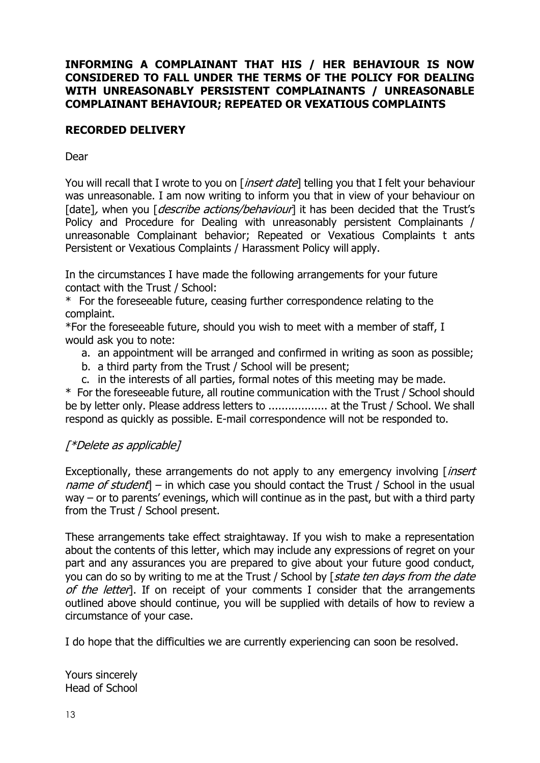**INFORMING A COMPLAINANT THAT HIS / HER BEHAVIOUR IS NOW CONSIDERED TO FALL UNDER THE TERMS OF THE POLICY FOR DEALING WITH UNREASONABLY PERSISTENT COMPLAINANTS / UNREASONABLE COMPLAINANT BEHAVIOUR; REPEATED OR VEXATIOUS COMPLAINTS**

**RECORDED DELIVERY**

Dear

You will recall that I wrote to you on [*insert date*] telling you that I felt your behaviour was unreasonable. I am now writing to inform you that in view of your behaviour on [date], when you [*describe actions/behaviour*] it has been decided that the Trust's Policy and Procedure for Dealing with unreasonably persistent Complainants / unreasonable Complainant behavior; Repeated or Vexatious Complaints t ants Persistent or Vexatious Complaints / Harassment Policy will apply.

In the circumstances I have made the following arrangements for your future contact with the Trust / School:

\* For the foreseeable future, ceasing further correspondence relating to the complaint.

\*For the foreseeable future, should you wish to meet with a member of staff, I would ask you to note:

a. an appointment will be arranged and confirmed in writing as soon as possible;
b. a third party from the Trust / School will be present;
c. in the interests of all parties, formal notes of this meeting may be made.

\* For the foreseeable future, all routine communication with the Trust / School should be by letter only. Please address letters to .................. at the Trust / School. We shall respond as quickly as possible. E-mail correspondence will not be responded to.

*[\*Delete as applicable]*

Exceptionally, these arrangements do not apply to any emergency involving [*insert name of student*] – in which case you should contact the Trust / School in the usual way – or to parents' evenings, which will continue as in the past, but with a third party from the Trust / School present.

These arrangements take effect straightaway. If you wish to make a representation about the contents of this letter, which may include any expressions of regret on your part and any assurances you are prepared to give about your future good conduct, you can do so by writing to me at the Trust / School by [*state ten days from the date of the letter*]. If on receipt of your comments I consider that the arrangements outlined above should continue, you will be supplied with details of how to review a circumstance of your case.

I do hope that the difficulties we are currently experiencing can soon be resolved.

Yours sincerely
Head of School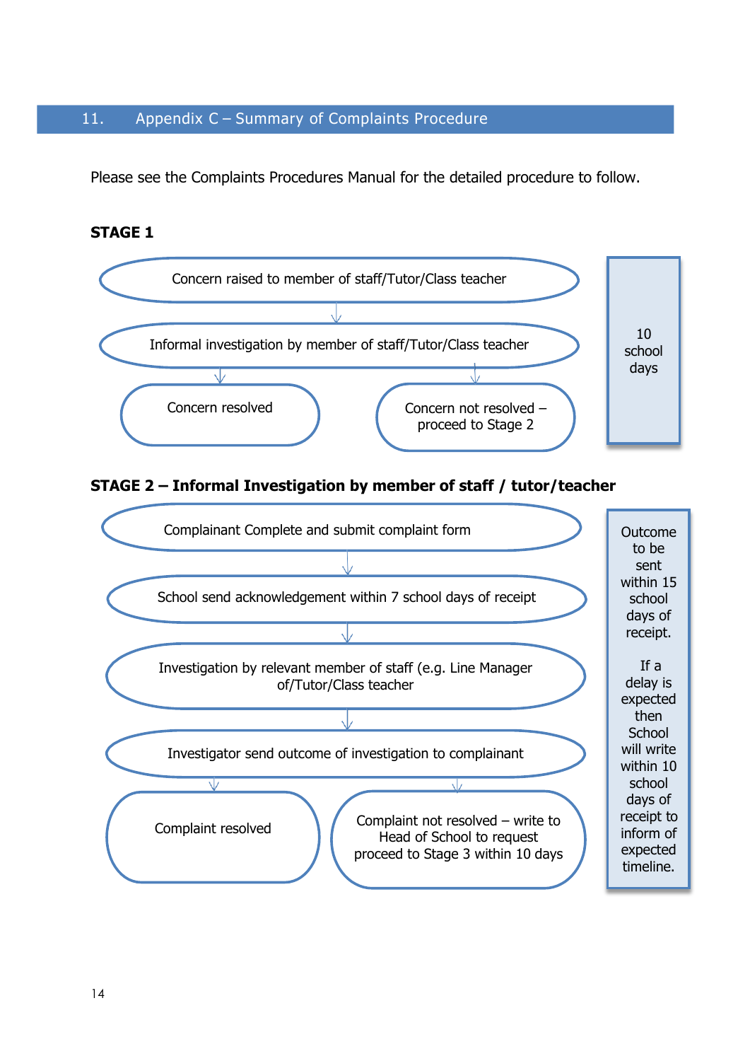## 11. Appendix C – Summary of Complaints Procedure

Please see the Complaints Procedures Manual for the detailed procedure to follow.

**STAGE 1**

- Concern raised to member of staff/Tutor/Class teacher
- Informal investigation by member of staff/Tutor/Class teacher
- Concern resolved
- Concern not resolved – proceed to Stage 2

10 school days

**STAGE 2 – Informal Investigation by member of staff / tutor/teacher**

- Complainant Complete and submit complaint form
- School send acknowledgement within 7 school days of receipt
- Investigation by relevant member of staff (e.g. Line Manager of/Tutor/Class teacher
- Investigator send outcome of investigation to complainant
- Complaint resolved
- Complaint not resolved – write to Head of School to request proceed to Stage 3 within 10 days

Outcome to be sent within 15 school days of receipt.

If a delay is expected then School will write within 10 school days of receipt to inform of expected timeline.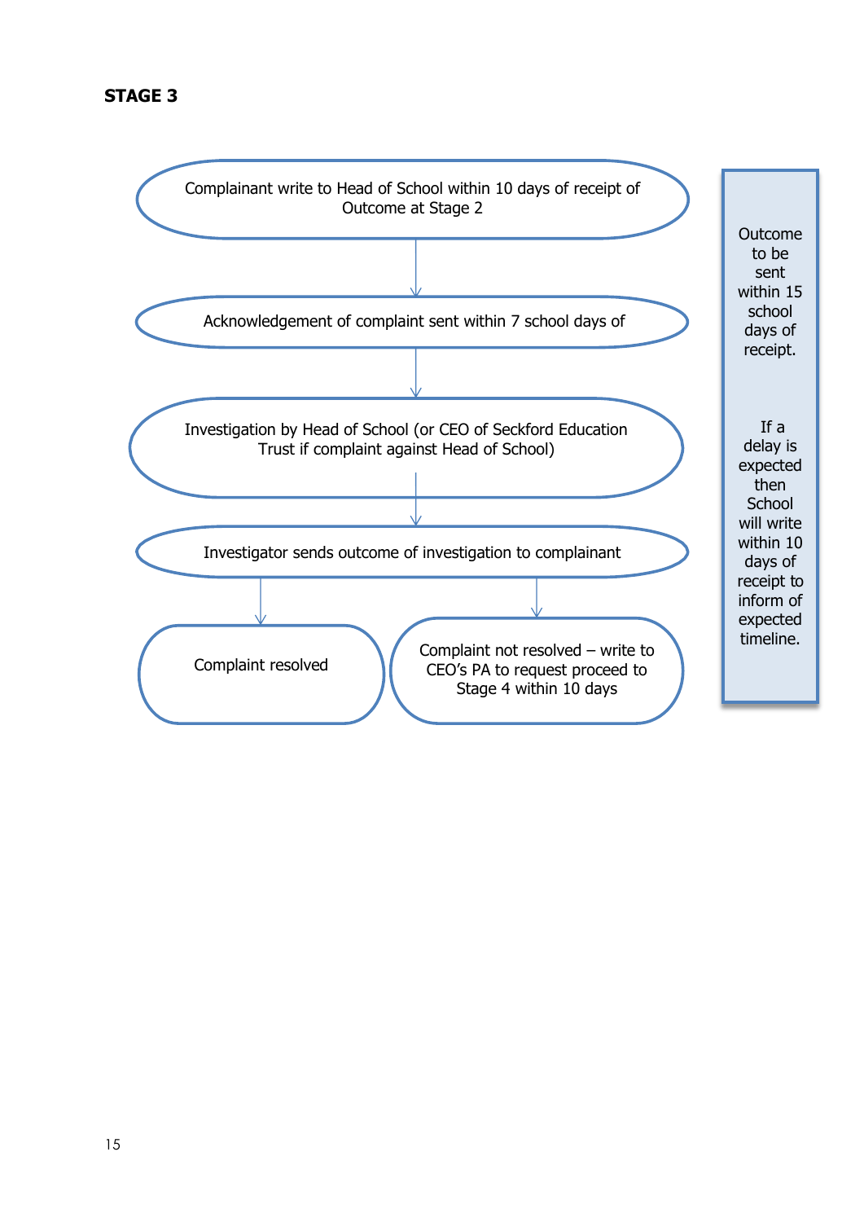**STAGE 3**

Complainant write to Head of School within 10 days of receipt of Outcome at Stage 2

↓

Acknowledgement of complaint sent within 7 school days of

↓

Investigation by Head of School (or CEO of Seckford Education Trust if complaint against Head of School)

↓

Investigator sends outcome of investigation to complainant

↓

- Complaint resolved
- Complaint not resolved – write to CEO's PA to request proceed to Stage 4 within 10 days

Outcome to be sent within 15 school days of receipt.

If a delay is expected then School will write within 10 days of receipt to inform of expected timeline.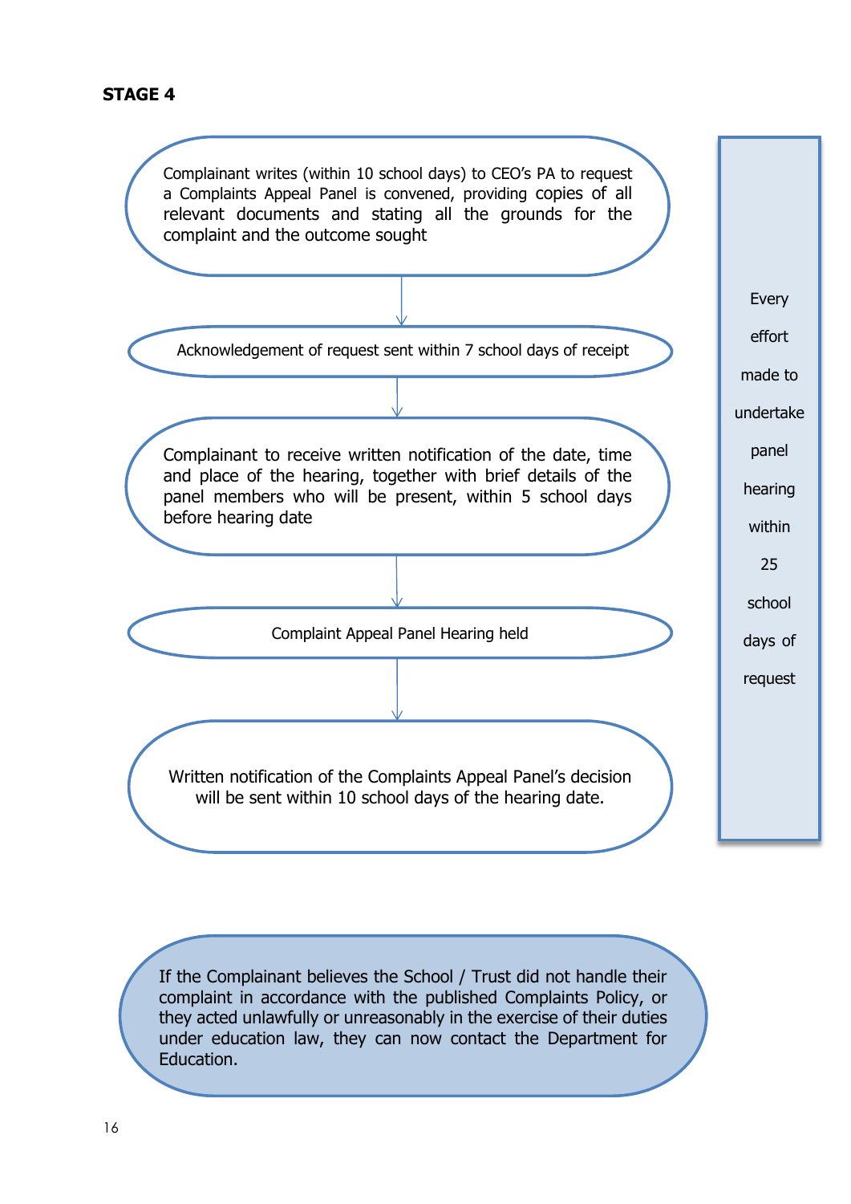**STAGE 4**

Complainant writes (within 10 school days) to CEO's PA to request a Complaints Appeal Panel is convened, providing copies of all relevant documents and stating all the grounds for the complaint and the outcome sought

Acknowledgement of request sent within 7 school days of receipt

Complainant to receive written notification of the date, time and place of the hearing, together with brief details of the panel members who will be present, within 5 school days before hearing date

Complaint Appeal Panel Hearing held

Written notification of the Complaints Appeal Panel's decision will be sent within 10 school days of the hearing date.

Every effort made to undertake panel hearing within 25 school days of request

If the Complainant believes the School / Trust did not handle their complaint in accordance with the published Complaints Policy, or they acted unlawfully or unreasonably in the exercise of their duties under education law, they can now contact the Department for Education.